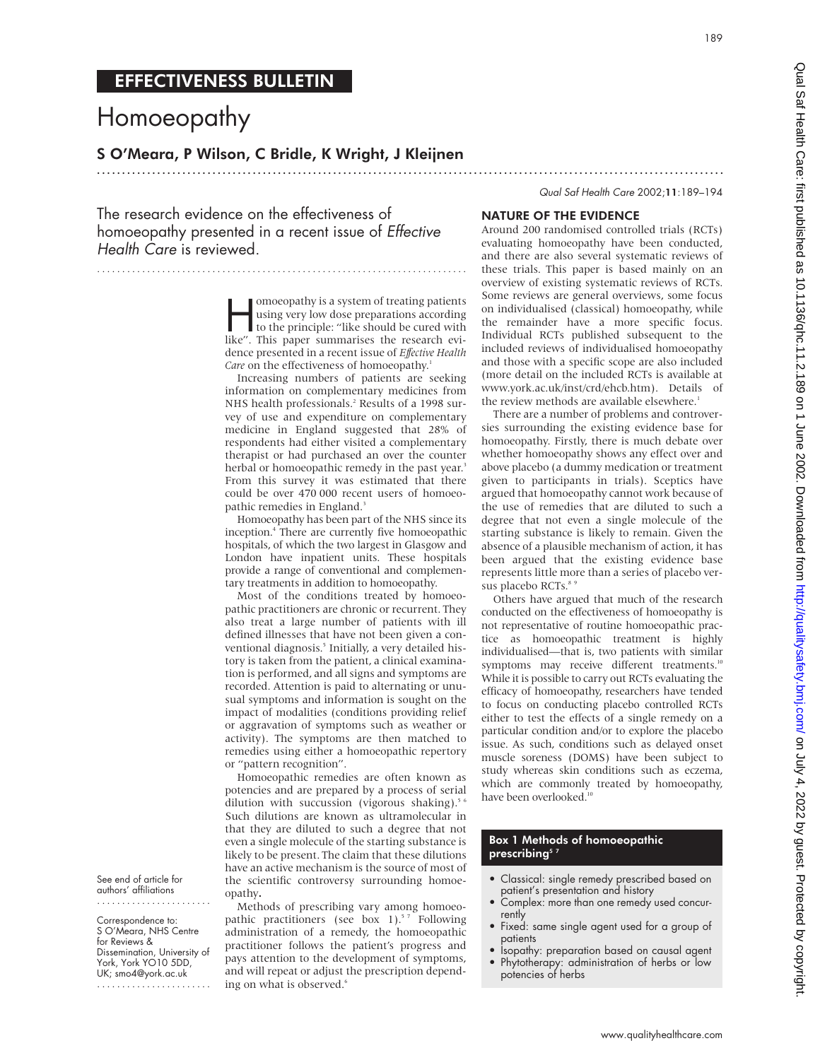## EFFECTIVENESS BULLETIN

# Homoeopathy

**S O'Meara, P Wilson, C Bridle, K Wright, J Kleijnen**

The research evidence on the effectiveness of homoeopathy presented in a recent issue of *Effective Health Care* is reviewed.

See end of article for authors' affiliations

Correspondence to: S O'Meara, NHS Centre for Reviews & Dissemination, University of York, York YO10 5DD, UK; smo4@york.ac.uk

Homoeopathy is a system of treating patients using very low dose preparations according to the principle: "like should be cured with like". This paper summarises the research evidence presented in a recent issue of *Effective Health Care* on the effectiveness of homoeopathy.[1]

Increasing numbers of patients are seeking information on complementary medicines from NHS health professionals.[2] Results of a 1998 survey of use and expenditure on complementary medicine in England suggested that 28% of respondents had either visited a complementary therapist or had purchased an over the counter herbal or homoeopathic remedy in the past year.[3] From this survey it was estimated that there could be over 470 000 recent users of homoeopathic remedies in England.[3]

Homoeopathy has been part of the NHS since its inception.[4] There are currently five homoeopathic hospitals, of which the two largest in Glasgow and London have inpatient units. These hospitals provide a range of conventional and complementary treatments in addition to homoeopathy.

Most of the conditions treated by homoeopathic practitioners are chronic or recurrent. They also treat a large number of patients with ill defined illnesses that have not been given a conventional diagnosis.[5] Initially, a very detailed history is taken from the patient, a clinical examination is performed, and all signs and symptoms are recorded. Attention is paid to alternating or unusual symptoms and information is sought on the impact of modalities (conditions providing relief or aggravation of symptoms such as weather or activity). The symptoms are then matched to remedies using either a homoeopathic repertory or "pattern recognition".

Homoeopathic remedies are often known as potencies and are prepared by a process of serial dilution with succussion (vigorous shaking).[5,6] Such dilutions are known as ultramolecular in that they are diluted to such a degree that not even a single molecule of the starting substance is likely to be present. The claim that these dilutions have an active mechanism is the source of most of the scientific controversy surrounding homoeopathy.

Methods of prescribing vary among homoeopathic practitioners (see box 1).[5,7] Following administration of a remedy, the homoeopathic practitioner follows the patient's progress and pays attention to the development of symptoms, and will repeat or adjust the prescription depending on what is observed.[6]

## NATURE OF THE EVIDENCE

Around 200 randomised controlled trials (RCTs) evaluating homoeopathy have been conducted, and there are also several systematic reviews of these trials. This paper is based mainly on an overview of existing systematic reviews of RCTs. Some reviews are general overviews, some focus on individualised (classical) homoeopathy, while the remainder have a more specific focus. Individual RCTs published subsequent to the included reviews of individualised homoeopathy and those with a specific scope are also included (more detail on the included RCTs is available at www.york.ac.uk/inst/crd/ehcb.htm). Details of the review methods are available elsewhere.[1]

There are a number of problems and controversies surrounding the existing evidence base for homoeopathy. Firstly, there is much debate over whether homoeopathy shows any effect over and above placebo (a dummy medication or treatment given to participants in trials). Sceptics have argued that homoeopathy cannot work because of the use of remedies that are diluted to such a degree that not even a single molecule of the starting substance is likely to remain. Given the absence of a plausible mechanism of action, it has been argued that the existing evidence base represents little more than a series of placebo versus placebo RCTs.[8,9]

Others have argued that much of the research conducted on the effectiveness of homoeopathy is not representative of routine homoeopathic practice as homoeopathic treatment is highly individualised—that is, two patients with similar symptoms may receive different treatments.[10] While it is possible to carry out RCTs evaluating the efficacy of homoeopathy, researchers have tended to focus on conducting placebo controlled RCTs either to test the effects of a single remedy on a particular condition and/or to explore the placebo issue. As such, conditions such as delayed onset muscle soreness (DOMS) have been subject to study whereas skin conditions such as eczema, which are commonly treated by homoeopathy, have been overlooked.[10]

**Box 1 Methods of homoeopathic prescribing[5,7]**

- Classical: single remedy prescribed based on patient's presentation and history
- Complex: more than one remedy used concurrently
- Fixed: same single agent used for a group of patients
- Isopathy: preparation based on causal agent
- Phytotherapy: administration of herbs or low potencies of herbs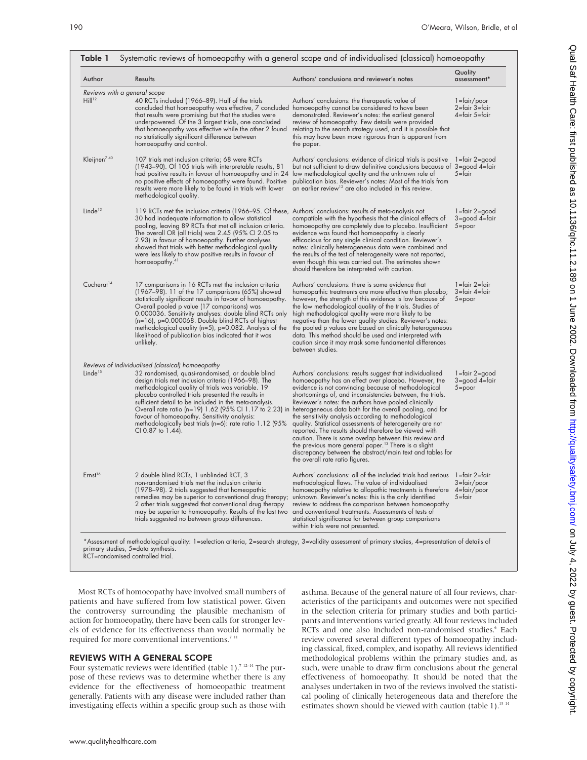**Table 1** Systematic reviews of homoeopathy with a general scope and of individualised (classical) homoeopathy

| Author | Results | Authors' conclusions and reviewer's notes | Quality assessment* |
|---|---|---|---|
| *Reviews with a general scope* | | | |
| Hill[12] | 40 RCTs included (1966–89). Half of the trials concluded that homoeopathy was effective, 7 concluded that results were promising but that the studies were underpowered. Of the 3 largest trials, one concluded that homoeopathy was effective while the other 2 found no statistically significant difference between homoeopathy and control. | Authors' conclusions: the therapeutic value of homoeopathy cannot be considered to have been demonstrated. Reviewer's notes: the earliest general review of homoeopathy. Few details were provided relating to the search strategy used, and it is possible that this may have been more rigorous than is apparent from the paper. | 1=fair/poor 2=fair 3=fair 4=fair 5=fair |
| Kleijnen[7 40] | 107 trials met inclusion criteria; 68 were RCTs (1943–90). Of 105 trials with interpretable results, 81 had positive results in favour of homoeopathy and in 24 no positive effects of homoeopathy were found. Positive results were more likely to be found in trials with lower methodological quality. | Authors' conclusions: evidence of clinical trials is positive but not sufficient to draw definitive conclusions because of low methodological quality and the unknown role of publication bias. Reviewer's notes: Most of the trials from an earlier review[12] are also included in this review. | 1=fair 2=good 3=good 4=fair 5=fair |
| Linde[13] | 119 RCTs met the inclusion criteria (1966–95. Of these, 30 had inadequate information to allow statistical pooling, leaving 89 RCTs that met all inclusion criteria. The overall OR (all trials) was 2.45 (95% CI 2.05 to 2.93) in favour of homoeopathy. Further analyses showed that trials with better methodological quality were less likely to show positive results in favour of homoeopathy.[41] | Authors' conclusions: results of meta-analysis not compatible with the hypothesis that the clinical effects of homoeopathy are completely due to placebo. Insufficient evidence was found that homoeopathy is clearly efficacious for any single clinical condition. Reviewer's notes: clinically heterogeneous data were combined and the results of the test of heterogeneity were not reported, even though this was carried out. The estimates shown should therefore be interpreted with caution. | 1=fair 2=good 3=good 4=fair 5=poor |
| Cucherat[14] | 17 comparisons in 16 RCTs met the inclusion criteria (1967–98). 11 of the 17 comparisons (65%) showed statistically significant results in favour of homoeopathy. Overall pooled p value (17 comparisons) was 0.000036. Sensitivity analyses: double blind RCTs only (n=16), p=0.000068. Double blind RCTs of highest methodological quality (n=5), p=0.082. Analysis of the likelihood of publication bias indicated that it was unlikely. | Authors' conclusions: there is some evidence that homeopathic treatments are more effective than placebo; however, the strength of this evidence is low because of the low methodological quality of the trials. Studies of high methodological quality were more likely to be negative than the lower quality studies. Reviewer's notes: the pooled p values are based on clinically heterogeneous data. This method should be used and interpreted with caution since it may mask some fundamental differences between studies. | 1=fair 2=fair 3=fair 4=fair 5=poor |
| *Reviews of individualised (classical) homoeopathy* | | | |
| Linde[15] | 32 randomised, quasi-randomised, or double blind design trials met inclusion criteria (1966–98). The methodological quality of trials was variable. 19 placebo controlled trials presented the results in sufficient detail to be included in the meta-analysis. Overall rate ratio (n=19) 1.62 (95% CI 1.17 to 2.23) in favour of homoeopathy. Sensitivity analysis: methodologically best trials (n=6): rate ratio 1.12 (95% CI 0.87 to 1.44). | Authors' conclusions: results suggest that individualised homoeopathy has an effect over placebo. However, the evidence is not convincing because of methodological shortcomings of, and inconsistencies between, the trials. Reviewer's notes: the authors have pooled clinically heterogeneous data both for the overall pooling, and for the sensitivity analysis according to methodological quality. Statistical assessments of heterogeneity are not reported. The results should therefore be viewed with caution. There is some overlap between this review and the previous more general paper.[13] There is a slight discrepancy between the abstract/main text and tables for the overall rate ratio figures. | 1=fair 2=good 3=good 4=fair 5=poor |
| Ernst[16] | 2 double blind RCTs, 1 unblinded RCT, 3 non-randomised trials met the inclusion criteria (1978–98). 2 trials suggested that homeopathic remedies may be superior to conventional drug therapy; 2 other trials suggested that conventional drug therapy may be superior to homoeopathy. Results of the last two trials suggested no between group differences. | Authors' conclusions: all of the included trials had serious methodological flaws. The value of individualised homoeopathy relative to allopathic treatments is therefore unknown. Reviewer's notes: this is the only identified review to address the comparison between homoeopathy and conventional treatments. Assessments of tests of statistical significance for between group comparisons within trials were not presented. | 1=fair 2=fair 3=fair/poor 4=fair/poor 5=fair |

*Assessment of methodological quality: 1=selection criteria, 2=search strategy, 3=validity assessment of primary studies, 4=presentation of details of primary studies, 5=data synthesis.
RCT=randomised controlled trial.

Most RCTs of homoeopathy have involved small numbers of patients and have suffered from low statistical power. Given the controversy surrounding the plausible mechanism of action for homoeopathy, there have been calls for stronger levels of evidence for its effectiveness than would normally be required for more conventional interventions.[7 11]

## REVIEWS WITH A GENERAL SCOPE

Four systematic reviews were identified (table 1).[7 12–14] The purpose of these reviews was to determine whether there is any evidence for the effectiveness of homoeopathic treatment generally. Patients with any disease were included rather than investigating effects within a specific group such as those with asthma. Because of the general nature of all four reviews, characteristics of the participants and outcomes were not specified in the selection criteria for primary studies and both participants and interventions varied greatly. All four reviews included RCTs and one also included non-randomised studies.[6] Each review covered several different types of homoeopathy including classical, fixed, complex, and isopathy. All reviews identified methodological problems within the primary studies and, as such, were unable to draw firm conclusions about the general effectiveness of homoeopathy. It should be noted that the analyses undertaken in two of the reviews involved the statistical pooling of clinically heterogeneous data and therefore the estimates shown should be viewed with caution (table 1).[13 14]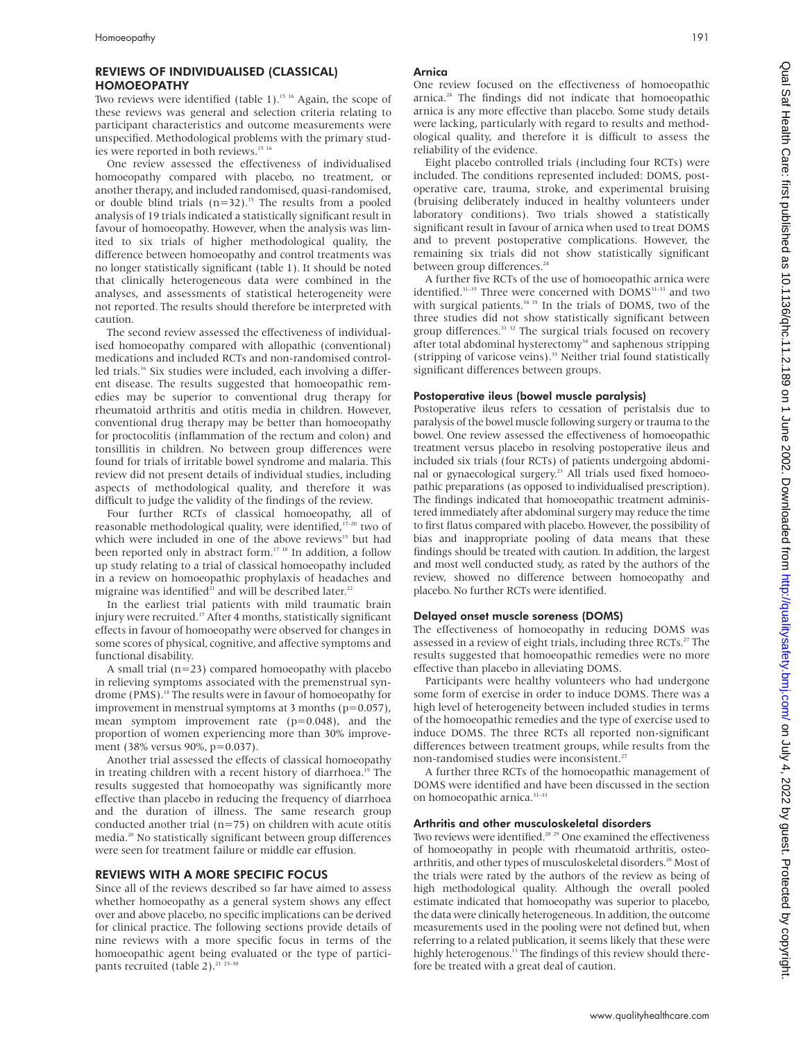## REVIEWS OF INDIVIDUALISED (CLASSICAL) HOMOEOPATHY

Two reviews were identified (table 1).[15 16] Again, the scope of these reviews was general and selection criteria relating to participant characteristics and outcome measurements were unspecified. Methodological problems with the primary studies were reported in both reviews.[15 16]

One review assessed the effectiveness of individualised homoeopathy compared with placebo, no treatment, or another therapy, and included randomised, quasi-randomised, or double blind trials (n=32).[15] The results from a pooled analysis of 19 trials indicated a statistically significant result in favour of homoeopathy. However, when the analysis was limited to six trials of higher methodological quality, the difference between homoeopathy and control treatments was no longer statistically significant (table 1). It should be noted that clinically heterogeneous data were combined in the analyses, and assessments of statistical heterogeneity were not reported. The results should therefore be interpreted with caution.

The second review assessed the effectiveness of individualised homoeopathy compared with allopathic (conventional) medications and included RCTs and non-randomised controlled trials.[16] Six studies were included, each involving a different disease. The results suggested that homoeopathic remedies may be superior to conventional drug therapy for rheumatoid arthritis and otitis media in children. However, conventional drug therapy may be better than homoeopathy for proctocolitis (inflammation of the rectum and colon) and tonsillitis in children. No between group differences were found for trials of irritable bowel syndrome and malaria. This review did not present details of individual studies, including aspects of methodological quality, and therefore it was difficult to judge the validity of the findings of the review.

Four further RCTs of classical homoeopathy, all of reasonable methodological quality, were identified,[17–20] two of which were included in one of the above reviews[15] but had been reported only in abstract form.[17 18] In addition, a follow up study relating to a trial of classical homoeopathy included in a review on homoeopathic prophylaxis of headaches and migraine was identified[21] and will be described later.[22]

In the earliest trial patients with mild traumatic brain injury were recruited.[17] After 4 months, statistically significant effects in favour of homoeopathy were observed for changes in some scores of physical, cognitive, and affective symptoms and functional disability.

A small trial (n=23) compared homoeopathy with placebo in relieving symptoms associated with the premenstrual syndrome (PMS).[18] The results were in favour of homoeopathy for improvement in menstrual symptoms at 3 months ($p=0.057$), mean symptom improvement rate ($p=0.048$), and the proportion of women experiencing more than 30% improvement (38% versus 90%, $p=0.037$).

Another trial assessed the effects of classical homoeopathy in treating children with a recent history of diarrhoea.[19] The results suggested that homoeopathy was significantly more effective than placebo in reducing the frequency of diarrhoea and the duration of illness. The same research group conducted another trial (n=75) on children with acute otitis media.[20] No statistically significant between group differences were seen for treatment failure or middle ear effusion.

## REVIEWS WITH A MORE SPECIFIC FOCUS

Since all of the reviews described so far have aimed to assess whether homoeopathy as a general system shows any effect over and above placebo, no specific implications can be derived for clinical practice. The following sections provide details of nine reviews with a more specific focus in terms of the homoeopathic agent being evaluated or the type of participants recruited (table 2).[21 23–30]

### Arnica

One review focused on the effectiveness of homoeopathic arnica.[24] The findings did not indicate that homoeopathic arnica is any more effective than placebo. Some study details were lacking, particularly with regard to results and methodological quality, and therefore it is difficult to assess the reliability of the evidence.

Eight placebo controlled trials (including four RCTs) were included. The conditions represented included: DOMS, postoperative care, trauma, stroke, and experimental bruising (bruising deliberately induced in healthy volunteers under laboratory conditions). Two trials showed a statistically significant result in favour of arnica when used to treat DOMS and to prevent postoperative complications. However, the remaining six trials did not show statistically significant between group differences.[24]

A further five RCTs of the use of homoeopathic arnica were identified.[31–35] Three were concerned with DOMS[31–33] and two with surgical patients.[34 35] In the trials of DOMS, two of the three studies did not show statistically significant between group differences.[31 32] The surgical trials focused on recovery after total abdominal hysterectomy[34] and saphenous stripping (stripping of varicose veins).[35] Neither trial found statistically significant differences between groups.

### Postoperative ileus (bowel muscle paralysis)

Postoperative ileus refers to cessation of peristalsis due to paralysis of the bowel muscle following surgery or trauma to the bowel. One review assessed the effectiveness of homoeopathic treatment versus placebo in resolving postoperative ileus and included six trials (four RCTs) of patients undergoing abdominal or gynaecological surgery.[23] All trials used fixed homoeopathic preparations (as opposed to individualised prescription). The findings indicated that homoeopathic treatment administered immediately after abdominal surgery may reduce the time to first flatus compared with placebo. However, the possibility of bias and inappropriate pooling of data means that these findings should be treated with caution. In addition, the largest and most well conducted study, as rated by the authors of the review, showed no difference between homoeopathy and placebo. No further RCTs were identified.

### Delayed onset muscle soreness (DOMS)

The effectiveness of homoeopathy in reducing DOMS was assessed in a review of eight trials, including three RCTs.[27] The results suggested that homoeopathic remedies were no more effective than placebo in alleviating DOMS.

Participants were healthy volunteers who had undergone some form of exercise in order to induce DOMS. There was a high level of heterogeneity between included studies in terms of the homoeopathic remedies and the type of exercise used to induce DOMS. The three RCTs all reported non-significant differences between treatment groups, while results from the non-randomised studies were inconsistent.[27]

A further three RCTs of the homoeopathic management of DOMS were identified and have been discussed in the section on homoeopathic arnica.[31–33]

### Arthritis and other musculoskeletal disorders

Two reviews were identified.[28 29] One examined the effectiveness of homoeopathy in people with rheumatoid arthritis, osteoarthritis, and other types of musculoskeletal disorders.[28] Most of the trials were rated by the authors of the review as being of high methodological quality. Although the overall pooled estimate indicated that homoeopathy was superior to placebo, the data were clinically heterogeneous. In addition, the outcome measurements used in the pooling were not defined but, when referring to a related publication, it seems likely that these were highly heterogeneous.[13] The findings of this review should therefore be treated with a great deal of caution.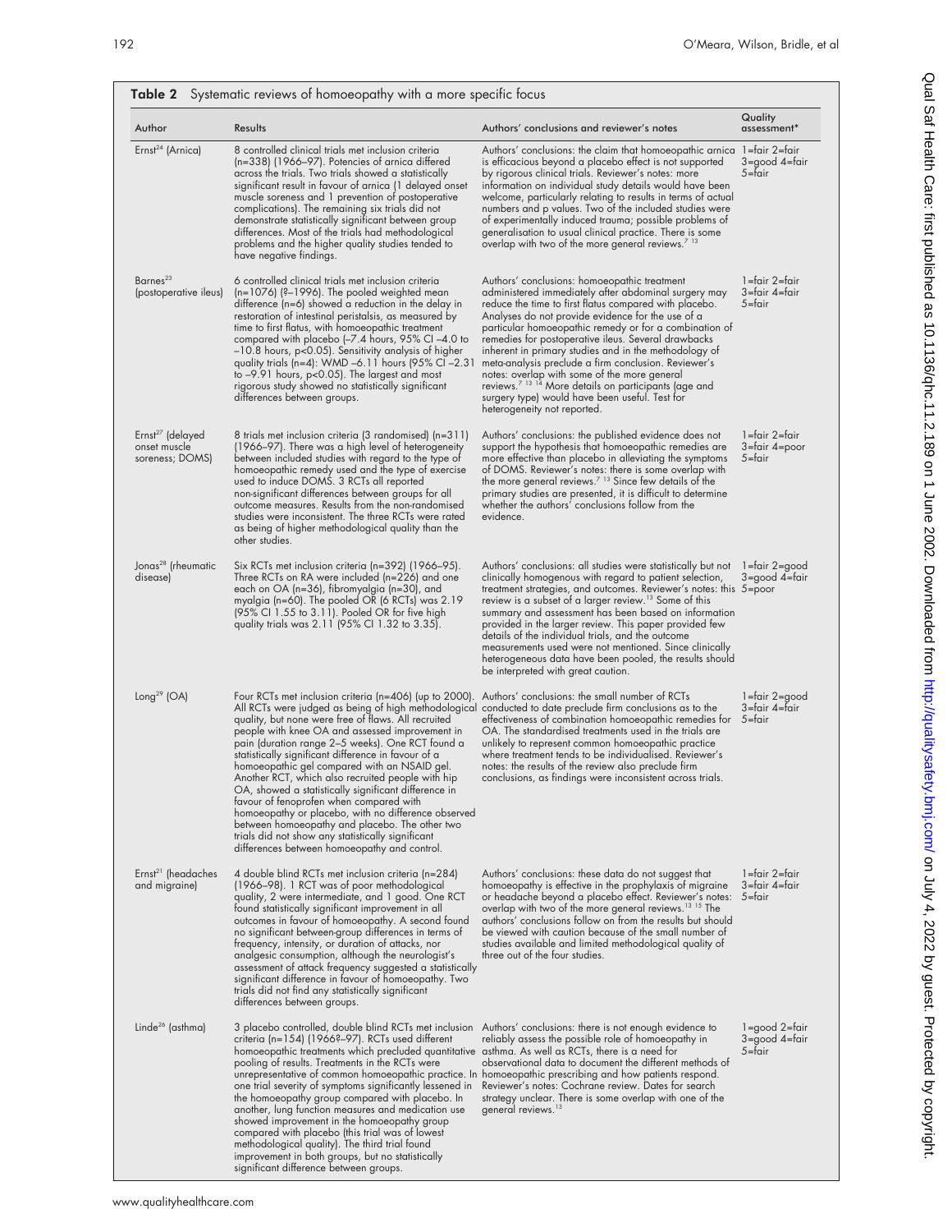**Table 2** Systematic reviews of homoeopathy with a more specific focus

| Author | Results | Authors' conclusions and reviewer's notes | Quality assessment* |
|---|---|---|---|
| Ernst[24] (Arnica) | 8 controlled clinical trials met inclusion criteria (n=338) (1966–97). Potencies of arnica differed across the trials. Two trials showed a statistically significant result in favour of arnica (1 delayed onset muscle soreness and 1 prevention of postoperative complications). The remaining six trials did not demonstrate statistically significant between group differences. Most of the trials had methodological problems and the higher quality studies tended to have negative findings. | Authors' conclusions: the claim that homoeopathic arnica is efficacious beyond a placebo effect is not supported by rigorous clinical trials. Reviewer's notes: more information on individual study details would have been welcome, particularly relating to results in terms of actual numbers and p values. Two of the included studies were of experimentally induced trauma; possible problems of generalisation to usual clinical practice. There is some overlap with two of the more general reviews.[7 13] | 1=fair 2=fair 3=good 4=fair 5=fair |
| Barnes[23] (postoperative ileus) | 6 controlled clinical trials met inclusion criteria (n=1076) (?–1996). The pooled weighted mean difference (n=6) showed a reduction in the delay in restoration of intestinal peristalsis, as measured by time to first flatus, with homoeopathic treatment compared with placebo (–7.4 hours, 95% CI –4.0 to –10.8 hours, p<0.05). Sensitivity analysis of higher quality trials (n=4): WMD –6.11 hours (95% CI –2.31 to –9.91 hours, p<0.05). The largest and most rigorous study showed no statistically significant differences between groups. | Authors' conclusions: homoeopathic treatment administered immediately after abdominal surgery may reduce the time to first flatus compared with placebo. Analyses do not provide evidence for the use of a particular homoeopathic remedy or for a combination of remedies for postoperative ileus. Several drawbacks inherent in primary studies and in the methodology of meta-analysis preclude a firm conclusion. Reviewer's notes: overlap with some of the more general reviews.[7 13 14] More details on participants (age and surgery type) would have been useful. Test for heterogeneity not reported. | 1=fair 2=fair 3=fair 4=fair 5=fair |
| Ernst[27] (delayed onset muscle soreness; DOMS) | 8 trials met inclusion criteria (3 randomised) (n=311) (1966–97). There was a high level of heterogeneity between included studies with regard to the type of homoeopathic remedy used and the type of exercise used to induce DOMS. 3 RCTs all reported non-significant differences between groups for all outcome measures. Results from the non-randomised studies were inconsistent. The three RCTs were rated as being of higher methodological quality than the other studies. | Authors' conclusions: the published evidence does not support the hypothesis that homoeopathic remedies are more effective than placebo in alleviating the symptoms of DOMS. Reviewer's notes: there is some overlap with the more general reviews.[7 13] Since few details of the primary studies are presented, it is difficult to determine whether the authors' conclusions follow from the evidence. | 1=fair 2=fair 3=fair 4=poor 5=fair |
| Jonas[28] (rheumatic disease) | Six RCTs met inclusion criteria (n=392) (1966–95). Three RCTs on RA were included (n=226) and one each on OA (n=36), fibromyalgia (n=30), and myalgia (n=60). The pooled OR (6 RCTs) was 2.19 (95% CI 1.55 to 3.11). Pooled OR for five high quality trials was 2.11 (95% CI 1.32 to 3.35). | Authors' conclusions: all studies were statistically but not clinically homogenous with regard to patient selection, treatment strategies, and outcomes. Reviewer's notes: this review is a subset of a larger review.[13] Some of this summary and assessment has been based on information provided in the larger review. This paper provided few details of the individual trials, and the outcome measurements used were not mentioned. Since clinically heterogeneous data have been pooled, the results should be interpreted with great caution. | 1=fair 2=good 3=good 4=fair 5=poor |
| Long[29] (OA) | Four RCTs met inclusion criteria (n=406) (up to 2000). All RCTs were judged as being of high methodological quality, but none were free of flaws. All recruited people with knee OA and assessed improvement in pain (duration range 2–5 weeks). One RCT found a statistically significant difference in favour of a homoeopathic gel compared with an NSAID gel. Another RCT, which also recruited people with hip OA, showed a statistically significant difference in favour of fenoprofen when compared with homoeopathy or placebo, with no difference observed between homoeopathy and placebo. The other two trials did not show any statistically significant differences between homoeopathy and control. | Authors' conclusions: the small number of RCTs conducted to date preclude firm conclusions as to the effectiveness of combination homoeopathic remedies for OA. The standardised treatments used in the trials are unlikely to represent common homoeopathic practice where treatment tends to be individualised. Reviewer's notes: the results of the review also preclude firm conclusions, as findings were inconsistent across trials. | 1=fair 2=good 3=fair 4=fair 5=fair |
| Ernst[21] (headaches and migraine) | 4 double blind RCTs met inclusion criteria (n=284) (1966–98). 1 RCT was of poor methodological quality, 2 were intermediate, and 1 good. One RCT found statistically significant improvement in all outcomes in favour of homoeopathy. A second found no significant between-group differences in terms of frequency, intensity, or duration of attacks, nor analgesic consumption, although the neurologist's assessment of attack frequency suggested a statistically significant difference in favour of homoeopathy. Two trials did not find any statistically significant differences between groups. | Authors' conclusions: these data do not suggest that homoeopathy is effective in the prophylaxis of migraine or headache beyond a placebo effect. Reviewer's notes: overlap with two of the more general reviews.[13 15] The authors' conclusions follow on from the results but should be viewed with caution because of the small number of studies available and limited methodological quality of three out of the four studies. | 1=fair 2=fair 3=fair 4=fair 5=fair |
| Linde[26] (asthma) | 3 placebo controlled, double blind RCTs met inclusion criteria (n=154) (1966?–97). RCTs used different homoeopathic treatments which precluded quantitative pooling of results. Treatments in the RCTs were unrepresentative of common homoeopathic practice. In one trial severity of symptoms significantly lessened in the homoeopathy group compared with placebo. In another, lung function measures and medication use showed improvement in the homoeopathy group compared with placebo (this trial was of lowest methodological quality). The third trial found improvement in both groups, but no statistically significant difference between groups. | Authors' conclusions: there is not enough evidence to reliably assess the possible role of homoeopathy in asthma. As well as RCTs, there is a need for observational data to document the different methods of homoeopathic prescribing and how patients respond. Reviewer's notes: Cochrane review. Dates for search strategy unclear. There is some overlap with one of the general reviews.[13] | 1=good 2=fair 3=good 4=fair 5=fair |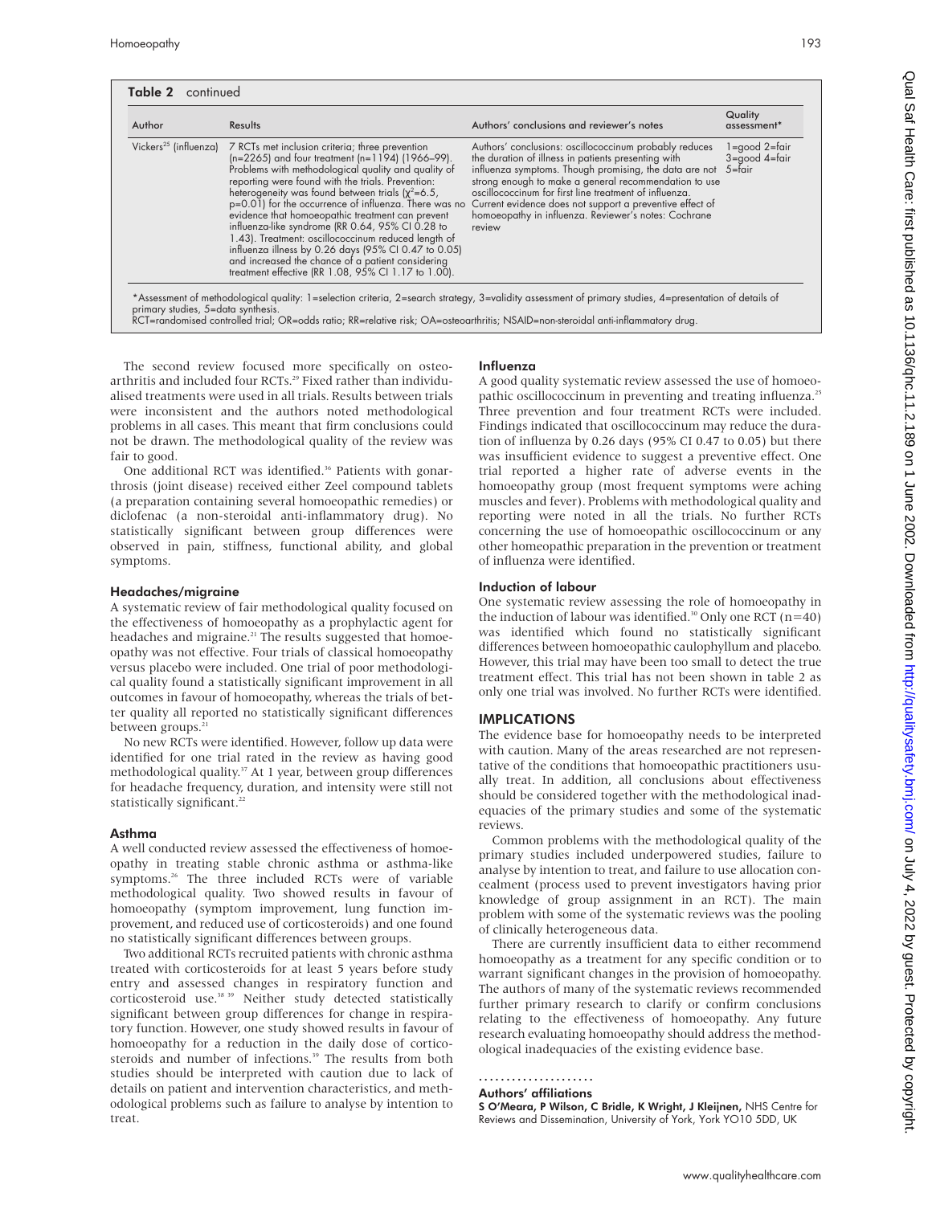**Table 2** continued

| Author | Results | Authors' conclusions and reviewer's notes | Quality assessment* |
|---|---|---|---|
| Vickers[25] (influenza) | 7 RCTs met inclusion criteria; three prevention (n=2265) and four treatment (n=1194) (1966–99). Problems with methodological quality and quality of reporting were found with the trials. Prevention: heterogeneity was found between trials ($\chi^2$=6.5, p=0.01) for the occurrence of influenza. There was no evidence that homoeopathic treatment can prevent influenza-like syndrome (RR 0.64, 95% CI 0.28 to 1.43). Treatment: oscillococcinum reduced length of influenza illness by 0.26 days (95% CI 0.47 to 0.05) and increased the chance of a patient considering treatment effective (RR 1.08, 95% CI 1.17 to 1.00). | Authors' conclusions: oscillococcinum probably reduces the duration of illness in patients presenting with influenza symptoms. Though promising, the data are not strong enough to make a general recommendation to use oscillococcinum for first line treatment of influenza. Current evidence does not support a preventive effect of homoeopathy in influenza. Reviewer's notes: Cochrane review | 1=good 2=fair 3=good 4=fair 5=fair |

*Assessment of methodological quality: 1=selection criteria, 2=search strategy, 3=validity assessment of primary studies, 4=presentation of details of primary studies, 5=data synthesis.
RCT=randomised controlled trial; OR=odds ratio; RR=relative risk; OA=osteoarthritis; NSAID=non-steroidal anti-inflammatory drug.

The second review focused more specifically on osteoarthritis and included four RCTs.[29] Fixed rather than individualised treatments were used in all trials. Results between trials were inconsistent and the authors noted methodological problems in all cases. This meant that firm conclusions could not be drawn. The methodological quality of the review was fair to good.

One additional RCT was identified.[36] Patients with gonarthrosis (joint disease) received either Zeel compound tablets (a preparation containing several homoeopathic remedies) or diclofenac (a non-steroidal anti-inflammatory drug). No statistically significant between group differences were observed in pain, stiffness, functional ability, and global symptoms.

### Headaches/migraine

A systematic review of fair methodological quality focused on the effectiveness of homoeopathy as a prophylactic agent for headaches and migraine.[21] The results suggested that homoeopathy was not effective. Four trials of classical homoeopathy versus placebo were included. One trial of poor methodological quality found a statistically significant improvement in all outcomes in favour of homoeopathy, whereas the trials of better quality all reported no statistically significant differences between groups.[21]

No new RCTs were identified. However, follow up data were identified for one trial rated in the review as having good methodological quality.[37] At 1 year, between group differences for headache frequency, duration, and intensity were still not statistically significant.[22]

### Asthma

A well conducted review assessed the effectiveness of homoeopathy in treating stable chronic asthma or asthma-like symptoms.[26] The three included RCTs were of variable methodological quality. Two showed results in favour of homoeopathy (symptom improvement, lung function improvement, and reduced use of corticosteroids) and one found no statistically significant differences between groups.

Two additional RCTs recruited patients with chronic asthma treated with corticosteroids for at least 5 years before study entry and assessed changes in respiratory function and corticosteroid use.[38,39] Neither study detected statistically significant between group differences for change in respiratory function. However, one study showed results in favour of homoeopathy for a reduction in the daily dose of corticosteroids and number of infections.[39] The results from both studies should be interpreted with caution due to lack of details on patient and intervention characteristics, and methodological problems such as failure to analyse by intention to treat.

### Influenza

A good quality systematic review assessed the use of homoeopathic oscillococcinum in preventing and treating influenza.[25] Three prevention and four treatment RCTs were included. Findings indicated that oscillococcinum may reduce the duration of influenza by 0.26 days (95% CI 0.47 to 0.05) but there was insufficient evidence to suggest a preventive effect. One trial reported a higher rate of adverse events in the homoeopathy group (most frequent symptoms were aching muscles and fever). Problems with methodological quality and reporting were noted in all the trials. No further RCTs concerning the use of homoeopathic oscillococcinum or any other homeopathic preparation in the prevention or treatment of influenza were identified.

### Induction of labour

One systematic review assessing the role of homoeopathy in the induction of labour was identified.[30] Only one RCT (n=40) was identified which found no statistically significant differences between homoeopathic caulophyllum and placebo. However, this trial may have been too small to detect the true treatment effect. This trial has not been shown in table 2 as only one trial was involved. No further RCTs were identified.

## IMPLICATIONS

The evidence base for homoeopathy needs to be interpreted with caution. Many of the areas researched are not representative of the conditions that homoeopathic practitioners usually treat. In addition, all conclusions about effectiveness should be considered together with the methodological inadequacies of the primary studies and some of the systematic reviews.

Common problems with the methodological quality of the primary studies included underpowered studies, failure to analyse by intention to treat, and failure to use allocation concealment (process used to prevent investigators having prior knowledge of group assignment in an RCT). The main problem with some of the systematic reviews was the pooling of clinically heterogeneous data.

There are currently insufficient data to either recommend homoeopathy as a treatment for any specific condition or to warrant significant changes in the provision of homoeopathy. The authors of many of the systematic reviews recommended further primary research to clarify or confirm conclusions relating to the effectiveness of homoeopathy. Any future research evaluating homoeopathy should address the methodological inadequacies of the existing evidence base.

### Authors' affiliations

**S O'Meara, P Wilson, C Bridle, K Wright, J Kleijnen,** NHS Centre for Reviews and Dissemination, University of York, York YO10 5DD, UK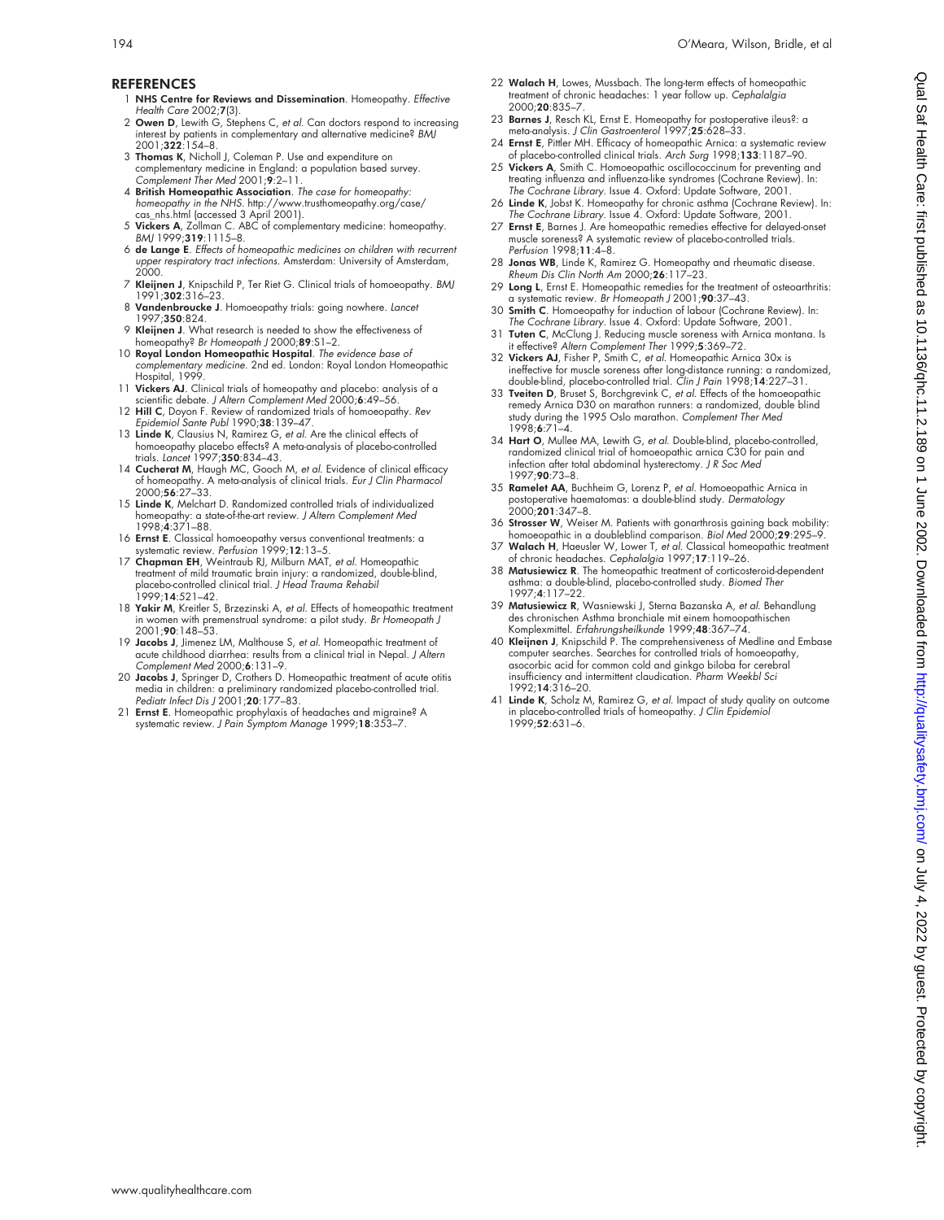## REFERENCES

1. **NHS Centre for Reviews and Dissemination**. Homeopathy. *Effective Health Care* 2002;**7**(3).
2. **Owen D**, Lewith G, Stephens C, *et al*. Can doctors respond to increasing interest by patients in complementary and alternative medicine? *BMJ* 2001;**322**:154–8.
3. **Thomas K**, Nicholl J, Coleman P. Use and expenditure on complementary medicine in England: a population based survey. *Complement Ther Med* 2001;**9**:2–11.
4. **British Homeopathic Association**. *The case for homeopathy: homeopathy in the NHS*. http://www.trusthomeopathy.org/case/cas_nhs.html (accessed 3 April 2001).
5. **Vickers A**, Zollman C. ABC of complementary medicine: homeopathy. *BMJ* 1999;**319**:1115–8.
6. **de Lange E**. *Effects of homeopathic medicines on children with recurrent upper respiratory tract infections*. Amsterdam: University of Amsterdam, 2000.
7. **Kleijnen J**, Knipschild P, Ter Riet G. Clinical trials of homoeopathy. *BMJ* 1991;**302**:316–23.
8. **Vandenbroucke J**. Homoeopathy trials: going nowhere. *Lancet* 1997;**350**:824.
9. **Kleijnen J**. What research is needed to show the effectiveness of homeopathy? *Br Homeopath J* 2000;**89**:S1–2.
10. **Royal London Homeopathic Hospital**. *The evidence base of complementary medicine*. 2nd ed. London: Royal London Homeopathic Hospital, 1999.
11. **Vickers AJ**. Clinical trials of homeopathy and placebo: analysis of a scientific debate. *J Altern Complement Med* 2000;**6**:49–56.
12. **Hill C**, Doyon F. Review of randomized trials of homoeopathy. *Rev Epidemiol Sante Publ* 1990;**38**:139–47.
13. **Linde K**, Clausius N, Ramirez G, *et al*. Are the clinical effects of homoeopathy placebo effects? A meta-analysis of placebo-controlled trials. *Lancet* 1997;**350**:834–43.
14. **Cucherat M**, Haugh MC, Gooch M, *et al*. Evidence of clinical efficacy of homeopathy. A meta-analysis of clinical trials. *Eur J Clin Pharmacol* 2000;**56**:27–33.
15. **Linde K**, Melchart D. Randomized controlled trials of individualized homeopathy: a state-of-the-art review. *J Altern Complement Med* 1998;**4**:371–88.
16. **Ernst E**. Classical homoeopathy versus conventional treatments: a systematic review. *Perfusion* 1999;**12**:13–5.
17. **Chapman EH**, Weintraub RJ, Milburn MAT, *et al*. Homeopathic treatment of mild traumatic brain injury: a randomized, double-blind, placebo-controlled clinical trial. *J Head Trauma Rehabil* 1999;**14**:521–42.
18. **Yakir M**, Kreitler S, Brzezinski A, *et al*. Effects of homeopathic treatment in women with premenstrual syndrome: a pilot study. *Br Homeopath J* 2001;**90**:148–53.
19. **Jacobs J**, Jimenez LM, Malthouse S, *et al*. Homeopathic treatment of acute childhood diarrhea: results from a clinical trial in Nepal. *J Altern Complement Med* 2000;**6**:131–9.
20. **Jacobs J**, Springer D, Crothers D. Homeopathic treatment of acute otitis media in children: a preliminary randomized placebo-controlled trial. *Pediatr Infect Dis J* 2001;**20**:177–83.
21. **Ernst E**. Homeopathic prophylaxis of headaches and migraine? A systematic review. *J Pain Symptom Manage* 1999;**18**:353–7.
22. **Walach H**, Lowes, Mussbach. The long-term effects of homeopathic treatment of chronic headaches: 1 year follow up. *Cephalalgia* 2000;**20**:835–7.
23. **Barnes J**, Resch KL, Ernst E. Homeopathy for postoperative ileus?: a meta-analysis. *J Clin Gastroenterol* 1997;**25**:628–33.
24. **Ernst E**, Pittler MH. Efficacy of homeopathic Arnica: a systematic review of placebo-controlled clinical trials. *Arch Surg* 1998;**133**:1187–90.
25. **Vickers A**, Smith C. Homoeopathic oscillococcinum for preventing and treating influenza and influenza-like syndromes (Cochrane Review). In: *The Cochrane Library*. Issue 4. Oxford: Update Software, 2001.
26. **Linde K**, Jobst K. Homeopathy for chronic asthma (Cochrane Review). In: *The Cochrane Library*. Issue 4. Oxford: Update Software, 2001.
27. **Ernst E**, Barnes J. Are homoeopathic remedies effective for delayed-onset muscle soreness? A systematic review of placebo-controlled trials. *Perfusion* 1998;**11**:4–8.
28. **Jonas WB**, Linde K, Ramirez G. Homeopathy and rheumatic disease. *Rheum Dis Clin North Am* 2000;**26**:117–23.
29. **Long L**, Ernst E. Homeopathic remedies for the treatment of osteoarthritis: a systematic review. *Br Homeopath J* 2001;**90**:37–43.
30. **Smith C**. Homoeopathy for induction of labour (Cochrane Review). In: *The Cochrane Library*. Issue 4. Oxford: Update Software, 2001.
31. **Tuten C**, McClung J. Reducing muscle soreness with Arnica montana. Is it effective? *Altern Complement Ther* 1999;**5**:369–72.
32. **Vickers AJ**, Fisher P, Smith C, *et al*. Homeopathic Arnica 30x is ineffective for muscle soreness after long-distance running: a randomized, double-blind, placebo-controlled trial. *Clin J Pain* 1998;**14**:227–31.
33. **Tveiten D**, Bruset S, Borchgrevink C, *et al*. Effects of the homoeopathic remedy Arnica D30 on marathon runners: a randomized, double blind study during the 1995 Oslo marathon. *Complement Ther Med* 1998;**6**:71–4.
34. **Hart O**, Mullee MA, Lewith G, *et al*. Double-blind, placebo-controlled, randomized clinical trial of homoeopathic arnica C30 for pain and infection after total abdominal hysterectomy. *J R Soc Med* 1997;**90**:73–8.
35. **Ramelet AA**, Buchheim G, Lorenz P, *et al*. Homoeopathic Arnica in postoperative haematomas: a double-blind study. *Dermatology* 2000;**201**:347–8.
36. **Strosser W**, Weiser M. Patients with gonarthrosis gaining back mobility: homoeopathic in a doubleblind comparison. *Biol Med* 2000;**29**:295–9.
37. **Walach H**, Haeusler W, Lowes T, *et al*. Classical homeopathic treatment of chronic headaches. *Cephalalgia* 1997;**17**:119–26.
38. **Matusiewicz R**. The homeopathic treatment of corticosteroid-dependent asthma: a double-blind, placebo-controlled study. *Biomed Ther* 1997;**4**:117–22.
39. **Matusiewicz R**, Wasniewski J, Sterna Bazanska A, *et al*. Behandlung des chronischen Asthma bronchiale mit einem homoopathischen Komplexmittel. *Erfahrungsheilkunde* 1999;**48**:367–74.
40. **Kleijnen J**, Knipschild P. The comprehensiveness of Medline and Embase computer searches. Searches for controlled trials of homoeopathy, ascorbic acid for common cold and ginkgo biloba for cerebral insufficiency and intermittent claudication. *Pharm Weekbl Sci* 1992;**14**:316–20.
41. **Linde K**, Scholz M, Ramirez G, *et al*. Impact of study quality on outcome in placebo-controlled trials of homeopathy. *J Clin Epidemiol* 1999;**52**:631–6.